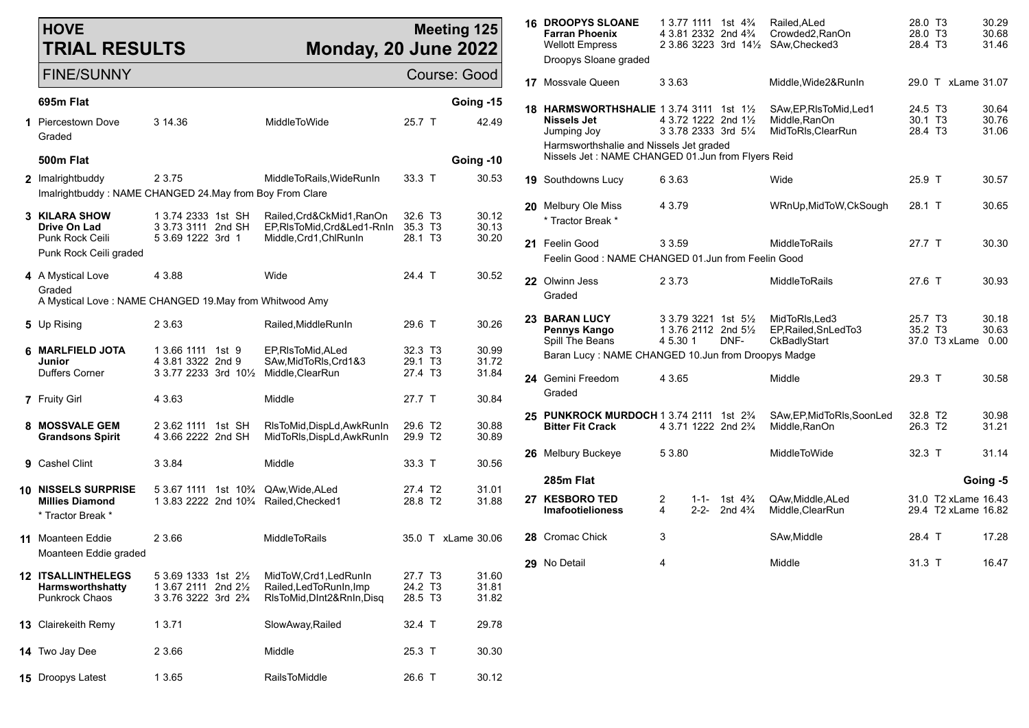# HOVE TRIAL RESULTS

**Meeting 125**
**Monday, 20 June 2022**

FINE/SUNNY — Course: Good

## 695m Flat — Going -15

| Race | Greyhound | Trap / Split / Sectionals | Pos | Remarks | Weight | Time |
|---|---|---|---|---|---|---|
| 1 | Piercestown Dove | 3 14.36 | | MiddleToWide | 25.7 T | 42.49 |
| | Graded | | | | | |

## 500m Flat — Going -10

| Race | Greyhound | Trap / Split / Sectionals | Pos | Remarks | Weight | Time |
|---|---|---|---|---|---|---|
| 2 | Imalrightbuddy | 2 3.75 | | MiddleToRails,WideRunIn | 33.3 T | 30.53 |
| | Imalrightbuddy : NAME CHANGED 24.May from Boy From Clare | | | | | |
| 3 | **KILARA SHOW** | 1 3.74 2333 | 1st SH | Railed,Crd&CkMid1,RanOn | 32.6 T3 | 30.12 |
| | **Drive On Lad** | 3 3.73 3111 | 2nd SH | EP,RlsToMid,Crd&Led1-RnIn | 35.3 T3 | 30.13 |
| | Punk Rock Ceili | 5 3.69 1222 | 3rd 1 | Middle,Crd1,ChlRunIn | 28.1 T3 | 30.20 |
| | Punk Rock Ceili graded | | | | | |
| 4 | A Mystical Love | 4 3.88 | | Wide | 24.4 T | 30.52 |
| | Graded | | | | | |
| | A Mystical Love : NAME CHANGED 19.May from Whitwood Amy | | | | | |
| 5 | Up Rising | 2 3.63 | | Railed,MiddleRunIn | 29.6 T | 30.26 |
| 6 | **MARLFIELD JOTA** | 1 3.66 1111 | 1st 9 | EP,RlsToMid,ALed | 32.3 T3 | 30.99 |
| | **Junior** | 4 3.81 3322 | 2nd 9 | SAw,MidToRls,Crd1&3 | 29.1 T3 | 31.72 |
| | Duffers Corner | 3 3.77 2233 | 3rd 10½ | Middle,ClearRun | 27.4 T3 | 31.84 |
| 7 | Fruity Girl | 4 3.63 | | Middle | 27.7 T | 30.84 |
| 8 | **MOSSVALE GEM** | 2 3.62 1111 | 1st SH | RlsToMid,DispLd,AwkRunIn | 29.6 T2 | 30.88 |
| | **Grandsons Spirit** | 4 3.66 2222 | 2nd SH | MidToRls,DispLd,AwkRunIn | 29.9 T2 | 30.89 |
| 9 | Cashel Clint | 3 3.84 | | Middle | 33.3 T | 30.56 |
| 10 | **NISSELS SURPRISE** | 5 3.67 1111 | 1st 10¾ | QAw,Wide,ALed | 27.4 T2 | 31.01 |
| | **Millies Diamond** | 1 3.83 2222 | 2nd 10¾ | Railed,Checked1 | 28.8 T2 | 31.88 |
| | * Tractor Break * | | | | | |
| 11 | Moanteen Eddie | 2 3.66 | | MiddleToRails | 35.0 T xLame | 30.06 |
| | Moanteen Eddie graded | | | | | |
| 12 | **ITSALLINTHELEGS** | 5 3.69 1333 | 1st 2½ | MidToW,Crd1,LedRunIn | 27.7 T3 | 31.60 |
| | **Harmsworthshatty** | 1 3.67 2111 | 2nd 2½ | Railed,LedToRunIn,Imp | 24.2 T3 | 31.81 |
| | Punkrock Chaos | 3 3.76 3222 | 3rd 2¾ | RlsToMid,DInt2&RnIn,Disq | 28.5 T3 | 31.82 |
| 13 | Clairekeith Remy | 1 3.71 | | SlowAway,Railed | 32.4 T | 29.78 |
| 14 | Two Jay Dee | 2 3.66 | | Middle | 25.3 T | 30.30 |
| 15 | Droopys Latest | 1 3.65 | | RailsToMiddle | 26.6 T | 30.12 |
| 16 | **DROOPYS SLOANE** | 1 3.77 1111 | 1st 4¾ | Railed,ALed | 28.0 T3 | 30.29 |
| | **Farran Phoenix** | 4 3.81 2332 | 2nd 4¾ | Crowded2,RanOn | 28.0 T3 | 30.68 |
| | Wellott Empress | 2 3.86 3223 | 3rd 14½ | SAw,Checked3 | 28.4 T3 | 31.46 |
| | Droopys Sloane graded | | | | | |
| 17 | Mossvale Queen | 3 3.63 | | Middle,Wide2&RunIn | 29.0 T xLame | 31.07 |
| 18 | **HARMSWORTHSHALIE** | 1 3.74 3111 | 1st 1½ | SAw,EP,RlsToMid,Led1 | 24.5 T3 | 30.64 |
| | **Nissels Jet** | 4 3.72 1222 | 2nd 1½ | Middle,RanOn | 30.1 T3 | 30.76 |
| | Jumping Joy | 3 3.78 2333 | 3rd 5¼ | MidToRls,ClearRun | 28.4 T3 | 31.06 |
| | Harmsworthshalie and Nissels Jet graded | | | | | |
| | Nissels Jet : NAME CHANGED 01.Jun from Flyers Reid | | | | | |
| 19 | Southdowns Lucy | 6 3.63 | | Wide | 25.9 T | 30.57 |
| 20 | Melbury Ole Miss | 4 3.79 | | WRnUp,MidToW,CkSough | 28.1 T | 30.65 |
| | * Tractor Break * | | | | | |
| 21 | Feelin Good | 3 3.59 | | MiddleToRails | 27.7 T | 30.30 |
| | Feelin Good : NAME CHANGED 01.Jun from Feelin Good | | | | | |
| 22 | Olwinn Jess | 2 3.73 | | MiddleToRails | 27.6 T | 30.93 |
| | Graded | | | | | |
| 23 | **BARAN LUCY** | 3 3.79 3221 | 1st 5½ | MidToRls,Led3 | 25.7 T3 | 30.18 |
| | **Pennys Kango** | 1 3.76 2112 | 2nd 5½ | EP,Railed,SnLedTo3 | 35.2 T3 | 30.63 |
| | Spill The Beans | 4 5.30 1 | DNF- | CkBadlyStart | 37.0 T3 xLame | 0.00 |
| | Baran Lucy : NAME CHANGED 10.Jun from Droopys Madge | | | | | |
| 24 | Gemini Freedom | 4 3.65 | | Middle | 29.3 T | 30.58 |
| | Graded | | | | | |
| 25 | **PUNKROCK MURDOCH** | 1 3.74 2111 | 1st 2¾ | SAw,EP,MidToRls,SoonLed | 32.8 T2 | 30.98 |
| | **Bitter Fit Crack** | 4 3.71 1222 | 2nd 2¾ | Middle,RanOn | 26.3 T2 | 31.21 |
| 26 | Melbury Buckeye | 5 3.80 | | MiddleToWide | 32.3 T | 31.14 |

## 285m Flat — Going -5

| Race | Greyhound | Trap / Sectionals | Pos | Remarks | Weight | Time |
|---|---|---|---|---|---|---|
| 27 | **KESBORO TED** | 2 1-1- | 1st 4¾ | QAw,Middle,ALed | 31.0 T2 xLame | 16.43 |
| | **Imafootielioness** | 4 2-2- | 2nd 4¾ | Middle,ClearRun | 29.4 T2 xLame | 16.82 |
| 28 | Cromac Chick | 3 | | SAw,Middle | 28.4 T | 17.28 |
| 29 | No Detail | 4 | | Middle | 31.3 T | 16.47 |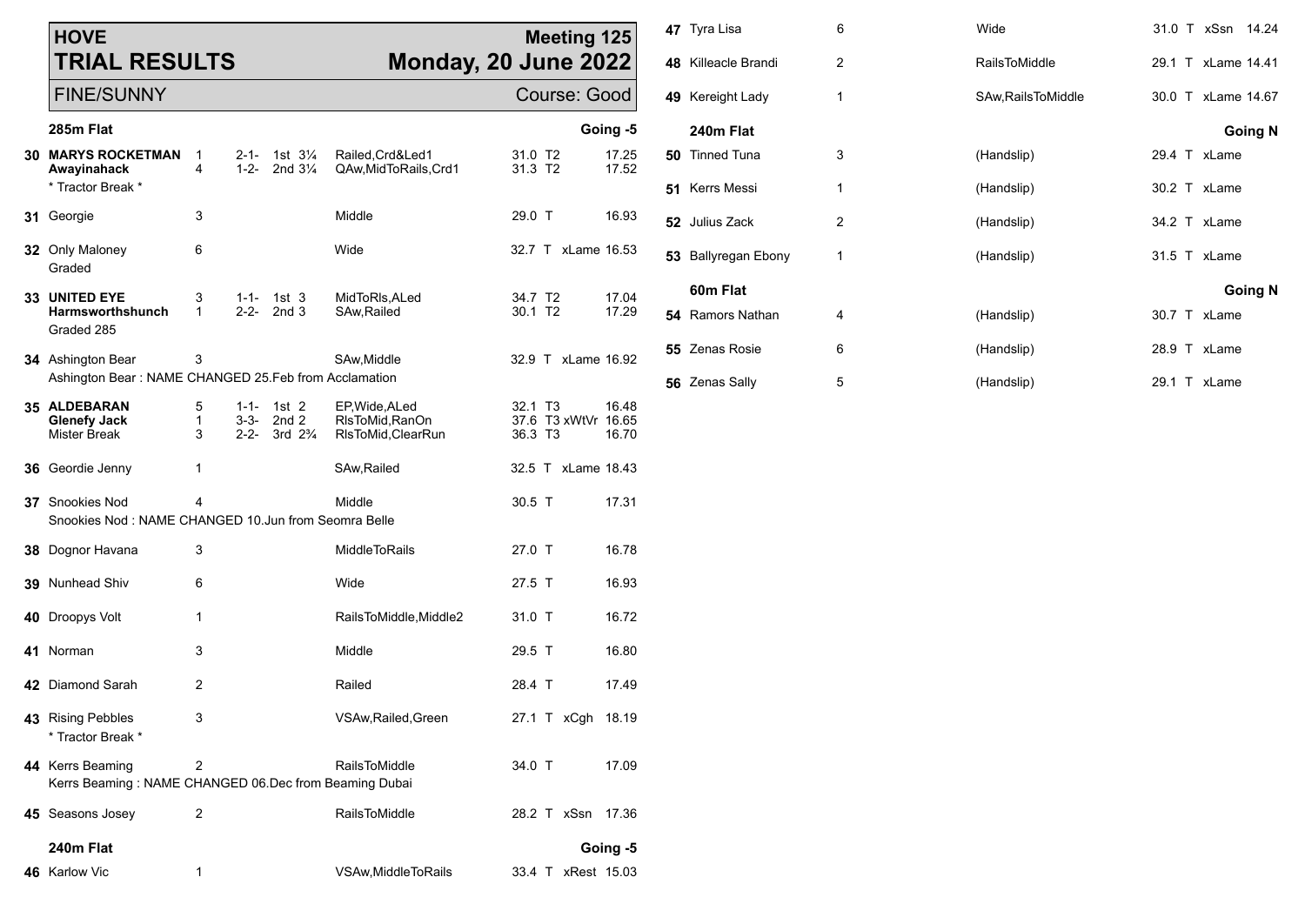# HOVE TRIAL RESULTS

**Meeting 125**
**Monday, 20 June 2022**

FINE/SUNNY — Course: Good

## 285m Flat — Going -5

| Trial | Greyhound | Trap | Sectionals | Placing | Comments | Weight | Type | Remarks | Time |
|---|---|---|---|---|---|---|---|---|---|
| 30 | **MARYS ROCKETMAN** | 1 | 2-1- | 1st 3¼ | Railed,Crd&Led1 | 31.0 | T2 | | 17.25 |
| | **Awayinahack** | 4 | 1-2- | 2nd 3¼ | QAw,MidToRails,Crd1 | 31.3 | T2 | | 17.52 |
| | * Tractor Break * | | | | | | | | |
| 31 | Georgie | 3 | | | Middle | 29.0 | T | | 16.93 |
| 32 | Only Maloney | 6 | | | Wide | 32.7 | T | xLame | 16.53 |
| | Graded | | | | | | | | |
| 33 | **UNITED EYE** | 3 | 1-1- | 1st 3 | MidToRls,ALed | 34.7 | T2 | | 17.04 |
| | **Harmsworthshunch** | 1 | 2-2- | 2nd 3 | SAw,Railed | 30.1 | T2 | | 17.29 |
| | Graded 285 | | | | | | | | |
| 34 | Ashington Bear | 3 | | | SAw,Middle | 32.9 | T | xLame | 16.92 |
| | Ashington Bear : NAME CHANGED 25.Feb from Acclamation | | | | | | | | |
| 35 | **ALDEBARAN** | 5 | 1-1- | 1st 2 | EP,Wide,ALed | 32.1 | T3 | | 16.48 |
| | **Glenefy Jack** | 1 | 3-3- | 2nd 2 | RlsToMid,RanOn | 37.6 | T3 | xWtVr | 16.65 |
| | Mister Break | 3 | 2-2- | 3rd 2¾ | RlsToMid,ClearRun | 36.3 | T3 | | 16.70 |
| 36 | Geordie Jenny | 1 | | | SAw,Railed | 32.5 | T | xLame | 18.43 |
| 37 | Snookies Nod | 4 | | | Middle | 30.5 | T | | 17.31 |
| | Snookies Nod : NAME CHANGED 10.Jun from Seomra Belle | | | | | | | | |
| 38 | Dognor Havana | 3 | | | MiddleToRails | 27.0 | T | | 16.78 |
| 39 | Nunhead Shiv | 6 | | | Wide | 27.5 | T | | 16.93 |
| 40 | Droopys Volt | 1 | | | RailsToMiddle,Middle2 | 31.0 | T | | 16.72 |
| 41 | Norman | 3 | | | Middle | 29.5 | T | | 16.80 |
| 42 | Diamond Sarah | 2 | | | Railed | 28.4 | T | | 17.49 |
| 43 | Rising Pebbles | 3 | | | VSAw,Railed,Green | 27.1 | T | xCgh | 18.19 |
| | * Tractor Break * | | | | | | | | |
| 44 | Kerrs Beaming | 2 | | | RailsToMiddle | 34.0 | T | | 17.09 |
| | Kerrs Beaming : NAME CHANGED 06.Dec from Beaming Dubai | | | | | | | | |
| 45 | Seasons Josey | 2 | | | RailsToMiddle | 28.2 | T | xSsn | 17.36 |

## 240m Flat — Going -5

| Trial | Greyhound | Trap | Comments | Weight | Type | Remarks | Time |
|---|---|---|---|---|---|---|---|
| 46 | Karlow Vic | 1 | VSAw,MiddleToRails | 33.4 | T | xRest | 15.03 |
| 47 | Tyra Lisa | 6 | Wide | 31.0 | T | xSsn | 14.24 |
| 48 | Killeacle Brandi | 2 | RailsToMiddle | 29.1 | T | xLame | 14.41 |
| 49 | Kereight Lady | 1 | SAw,RailsToMiddle | 30.0 | T | xLame | 14.67 |

## 240m Flat — Going N

| Trial | Greyhound | Trap | Comments | Weight | Type | Remarks |
|---|---|---|---|---|---|---|
| 50 | Tinned Tuna | 3 | (Handslip) | 29.4 | T | xLame |
| 51 | Kerrs Messi | 1 | (Handslip) | 30.2 | T | xLame |
| 52 | Julius Zack | 2 | (Handslip) | 34.2 | T | xLame |
| 53 | Ballyregan Ebony | 1 | (Handslip) | 31.5 | T | xLame |

## 60m Flat — Going N

| Trial | Greyhound | Trap | Comments | Weight | Type | Remarks |
|---|---|---|---|---|---|---|
| 54 | Ramors Nathan | 4 | (Handslip) | 30.7 | T | xLame |
| 55 | Zenas Rosie | 6 | (Handslip) | 28.9 | T | xLame |
| 56 | Zenas Sally | 5 | (Handslip) | 29.1 | T | xLame |